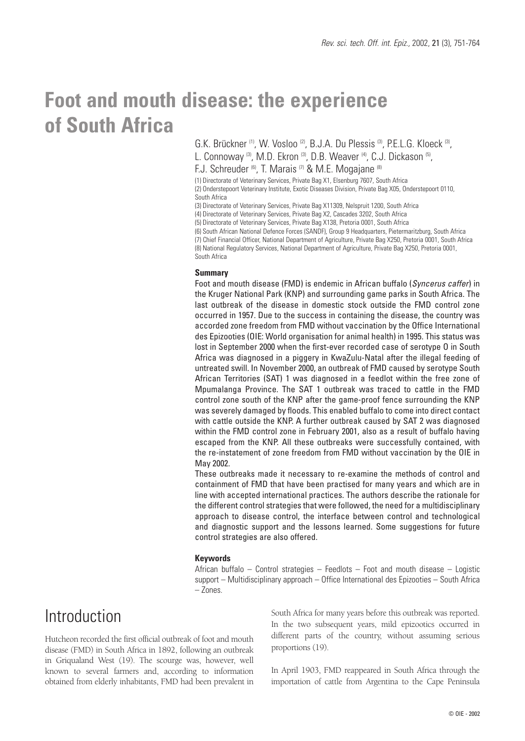# Foot and mouth disease: the experience of South Africa

G.K. Brückner [1], W. Vosloo [2], B.J.A. Du Plessis [3], P.E.L.G. Kloeck [3], L. Connoway [3], M.D. Ekron [3], D.B. Weaver [4], C.J. Dickason [5], F.J. Schreuder [6], T. Marais [7] & M.E. Mogajane [8]

(1) Directorate of Veterinary Services, Private Bag X1, Elsenburg 7607, South Africa
(2) Onderstepoort Veterinary Institute, Exotic Diseases Division, Private Bag X05, Onderstepoort 0110, South Africa
(3) Directorate of Veterinary Services, Private Bag X11309, Nelspruit 1200, South Africa
(4) Directorate of Veterinary Services, Private Bag X2, Cascades 3202, South Africa
(5) Directorate of Veterinary Services, Private Bag X138, Pretoria 0001, South Africa
(6) South African National Defence Forces (SANDF), Group 9 Headquarters, Pietermaritzburg, South Africa
(7) Chief Financial Officer, National Department of Agriculture, Private Bag X250, Pretoria 0001, South Africa
(8) National Regulatory Services, National Department of Agriculture, Private Bag X250, Pretoria 0001, South Africa

### Summary

Foot and mouth disease (FMD) is endemic in African buffalo (*Syncerus caffer*) in the Kruger National Park (KNP) and surrounding game parks in South Africa. The last outbreak of the disease in domestic stock outside the FMD control zone occurred in 1957. Due to the success in containing the disease, the country was accorded zone freedom from FMD without vaccination by the Office International des Epizooties (OIE: World organisation for animal health) in 1995. This status was lost in September 2000 when the first-ever recorded case of serotype O in South Africa was diagnosed in a piggery in KwaZulu-Natal after the illegal feeding of untreated swill. In November 2000, an outbreak of FMD caused by serotype South African Territories (SAT) 1 was diagnosed in a feedlot within the free zone of Mpumalanga Province. The SAT 1 outbreak was traced to cattle in the FMD control zone south of the KNP after the game-proof fence surrounding the KNP was severely damaged by floods. This enabled buffalo to come into direct contact with cattle outside the KNP. A further outbreak caused by SAT 2 was diagnosed within the FMD control zone in February 2001, also as a result of buffalo having escaped from the KNP. All these outbreaks were successfully contained, with the re-instatement of zone freedom from FMD without vaccination by the OIE in May 2002.

These outbreaks made it necessary to re-examine the methods of control and containment of FMD that have been practised for many years and which are in line with accepted international practices. The authors describe the rationale for the different control strategies that were followed, the need for a multidisciplinary approach to disease control, the interface between control and technological and diagnostic support and the lessons learned. Some suggestions for future control strategies are also offered.

### Keywords

African buffalo – Control strategies – Feedlots – Foot and mouth disease – Logistic support – Multidisciplinary approach – Office International des Epizooties – South Africa – Zones.

## Introduction

Hutcheon recorded the first official outbreak of foot and mouth disease (FMD) in South Africa in 1892, following an outbreak in Griqualand West (19). The scourge was, however, well known to several farmers and, according to information obtained from elderly inhabitants, FMD had been prevalent in South Africa for many years before this outbreak was reported. In the two subsequent years, mild epizootics occurred in different parts of the country, without assuming serious proportions (19).

In April 1903, FMD reappeared in South Africa through the importation of cattle from Argentina to the Cape Peninsula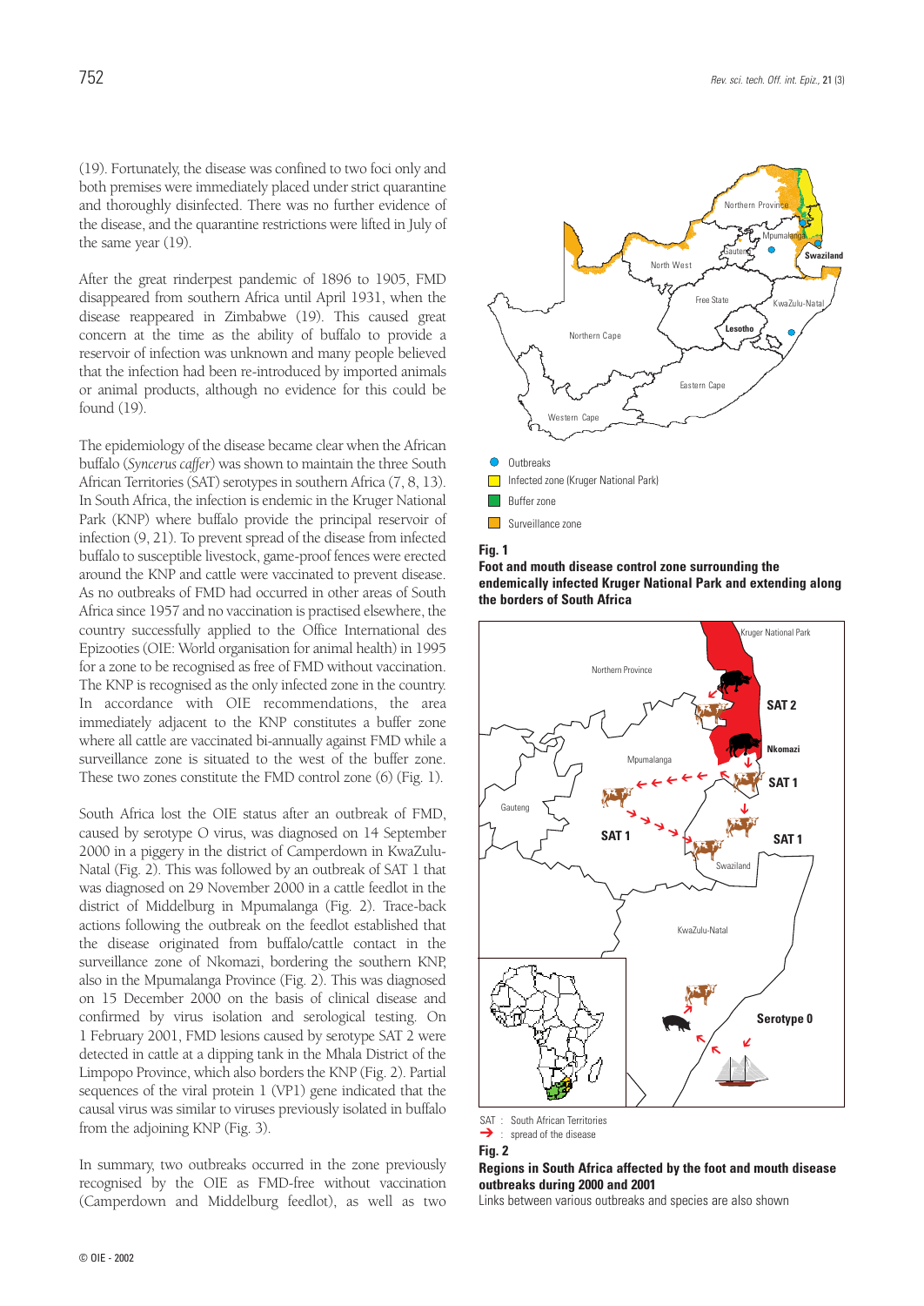(19). Fortunately, the disease was confined to two foci only and both premises were immediately placed under strict quarantine and thoroughly disinfected. There was no further evidence of the disease, and the quarantine restrictions were lifted in July of the same year (19).

After the great rinderpest pandemic of 1896 to 1905, FMD disappeared from southern Africa until April 1931, when the disease reappeared in Zimbabwe (19). This caused great concern at the time as the ability of buffalo to provide a reservoir of infection was unknown and many people believed that the infection had been re-introduced by imported animals or animal products, although no evidence for this could be found (19).

The epidemiology of the disease became clear when the African buffalo (*Syncerus caffer*) was shown to maintain the three South African Territories (SAT) serotypes in southern Africa (7, 8, 13). In South Africa, the infection is endemic in the Kruger National Park (KNP) where buffalo provide the principal reservoir of infection (9, 21). To prevent spread of the disease from infected buffalo to susceptible livestock, game-proof fences were erected around the KNP and cattle were vaccinated to prevent disease. As no outbreaks of FMD had occurred in other areas of South Africa since 1957 and no vaccination is practised elsewhere, the country successfully applied to the Office International des Epizooties (OIE: World organisation for animal health) in 1995 for a zone to be recognised as free of FMD without vaccination. The KNP is recognised as the only infected zone in the country. In accordance with OIE recommendations, the area immediately adjacent to the KNP constitutes a buffer zone where all cattle are vaccinated bi-annually against FMD while a surveillance zone is situated to the west of the buffer zone. These two zones constitute the FMD control zone (6) (Fig. 1).

South Africa lost the OIE status after an outbreak of FMD, caused by serotype O virus, was diagnosed on 14 September 2000 in a piggery in the district of Camperdown in KwaZulu-Natal (Fig. 2). This was followed by an outbreak of SAT 1 that was diagnosed on 29 November 2000 in a cattle feedlot in the district of Middelburg in Mpumalanga (Fig. 2). Trace-back actions following the outbreak on the feedlot established that the disease originated from buffalo/cattle contact in the surveillance zone of Nkomazi, bordering the southern KNP, also in the Mpumalanga Province (Fig. 2). This was diagnosed on 15 December 2000 on the basis of clinical disease and confirmed by virus isolation and serological testing. On 1 February 2001, FMD lesions caused by serotype SAT 2 were detected in cattle at a dipping tank in the Mhala District of the Limpopo Province, which also borders the KNP (Fig. 2). Partial sequences of the viral protein 1 (VP1) gene indicated that the causal virus was similar to viruses previously isolated in buffalo from the adjoining KNP (Fig. 3).

In summary, two outbreaks occurred in the zone previously recognised by the OIE as FMD-free without vaccination (Camperdown and Middelburg feedlot), as well as two

**Fig. 1**
**Foot and mouth disease control zone surrounding the endemically infected Kruger National Park and extending along the borders of South Africa**

**Fig. 2**
**Regions in South Africa affected by the foot and mouth disease outbreaks during 2000 and 2001**
Links between various outbreaks and species are also shown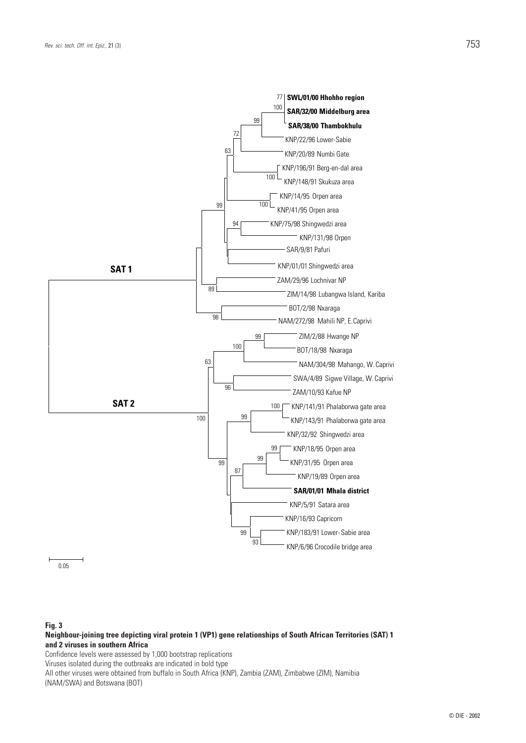**Fig. 3**
**Neighbour-joining tree depicting viral protein 1 (VP1) gene relationships of South African Territories (SAT) 1 and 2 viruses in southern Africa**

Confidence levels were assessed by 1,000 bootstrap replications

Viruses isolated during the outbreaks are indicated in bold type

All other viruses were obtained from buffalo in South Africa (KNP), Zambia (ZAM), Zimbabwe (ZIM), Namibia (NAM/SWA) and Botswana (BOT)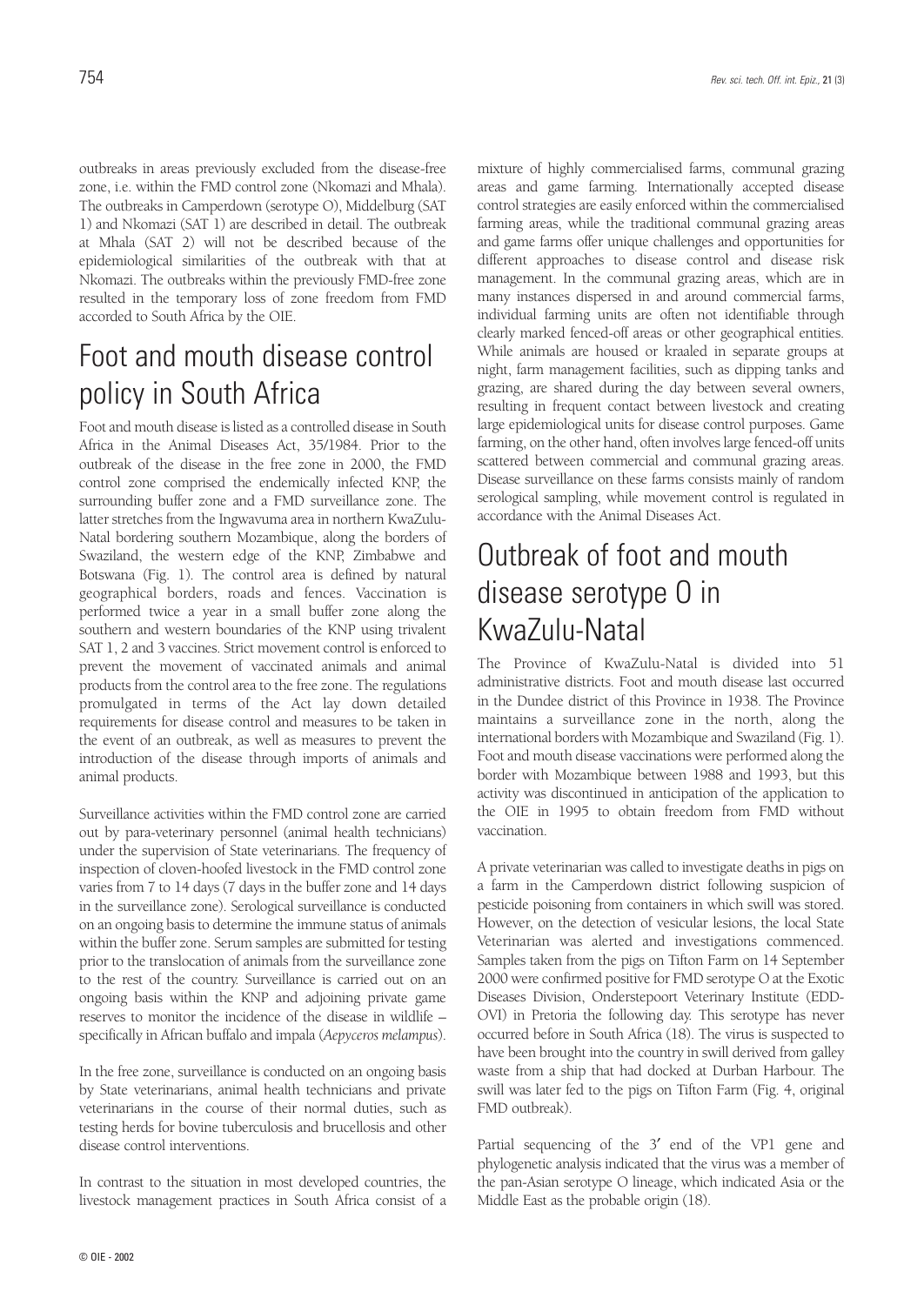outbreaks in areas previously excluded from the disease-free zone, i.e. within the FMD control zone (Nkomazi and Mhala). The outbreaks in Camperdown (serotype O), Middelburg (SAT 1) and Nkomazi (SAT 1) are described in detail. The outbreak at Mhala (SAT 2) will not be described because of the epidemiological similarities of the outbreak with that at Nkomazi. The outbreaks within the previously FMD-free zone resulted in the temporary loss of zone freedom from FMD accorded to South Africa by the OIE.

## Foot and mouth disease control policy in South Africa

Foot and mouth disease is listed as a controlled disease in South Africa in the Animal Diseases Act, 35/1984. Prior to the outbreak of the disease in the free zone in 2000, the FMD control zone comprised the endemically infected KNP, the surrounding buffer zone and a FMD surveillance zone. The latter stretches from the Ingwavuma area in northern KwaZulu-Natal bordering southern Mozambique, along the borders of Swaziland, the western edge of the KNP, Zimbabwe and Botswana (Fig. 1). The control area is defined by natural geographical borders, roads and fences. Vaccination is performed twice a year in a small buffer zone along the southern and western boundaries of the KNP using trivalent SAT 1, 2 and 3 vaccines. Strict movement control is enforced to prevent the movement of vaccinated animals and animal products from the control area to the free zone. The regulations promulgated in terms of the Act lay down detailed requirements for disease control and measures to be taken in the event of an outbreak, as well as measures to prevent the introduction of the disease through imports of animals and animal products.

Surveillance activities within the FMD control zone are carried out by para-veterinary personnel (animal health technicians) under the supervision of State veterinarians. The frequency of inspection of cloven-hoofed livestock in the FMD control zone varies from 7 to 14 days (7 days in the buffer zone and 14 days in the surveillance zone). Serological surveillance is conducted on an ongoing basis to determine the immune status of animals within the buffer zone. Serum samples are submitted for testing prior to the translocation of animals from the surveillance zone to the rest of the country. Surveillance is carried out on an ongoing basis within the KNP and adjoining private game reserves to monitor the incidence of the disease in wildlife – specifically in African buffalo and impala (*Aepyceros melampus*).

In the free zone, surveillance is conducted on an ongoing basis by State veterinarians, animal health technicians and private veterinarians in the course of their normal duties, such as testing herds for bovine tuberculosis and brucellosis and other disease control interventions.

In contrast to the situation in most developed countries, the livestock management practices in South Africa consist of a mixture of highly commercialised farms, communal grazing areas and game farming. Internationally accepted disease control strategies are easily enforced within the commercialised farming areas, while the traditional communal grazing areas and game farms offer unique challenges and opportunities for different approaches to disease control and disease risk management. In the communal grazing areas, which are in many instances dispersed in and around commercial farms, individual farming units are often not identifiable through clearly marked fenced-off areas or other geographical entities. While animals are housed or kraaled in separate groups at night, farm management facilities, such as dipping tanks and grazing, are shared during the day between several owners, resulting in frequent contact between livestock and creating large epidemiological units for disease control purposes. Game farming, on the other hand, often involves large fenced-off units scattered between commercial and communal grazing areas. Disease surveillance on these farms consists mainly of random serological sampling, while movement control is regulated in accordance with the Animal Diseases Act.

## Outbreak of foot and mouth disease serotype O in KwaZulu-Natal

The Province of KwaZulu-Natal is divided into 51 administrative districts. Foot and mouth disease last occurred in the Dundee district of this Province in 1938. The Province maintains a surveillance zone in the north, along the international borders with Mozambique and Swaziland (Fig. 1). Foot and mouth disease vaccinations were performed along the border with Mozambique between 1988 and 1993, but this activity was discontinued in anticipation of the application to the OIE in 1995 to obtain freedom from FMD without vaccination.

A private veterinarian was called to investigate deaths in pigs on a farm in the Camperdown district following suspicion of pesticide poisoning from containers in which swill was stored. However, on the detection of vesicular lesions, the local State Veterinarian was alerted and investigations commenced. Samples taken from the pigs on Tifton Farm on 14 September 2000 were confirmed positive for FMD serotype O at the Exotic Diseases Division, Onderstepoort Veterinary Institute (EDD-OVI) in Pretoria the following day. This serotype has never occurred before in South Africa (18). The virus is suspected to have been brought into the country in swill derived from galley waste from a ship that had docked at Durban Harbour. The swill was later fed to the pigs on Tifton Farm (Fig. 4, original FMD outbreak).

Partial sequencing of the 3′ end of the VP1 gene and phylogenetic analysis indicated that the virus was a member of the pan-Asian serotype O lineage, which indicated Asia or the Middle East as the probable origin (18).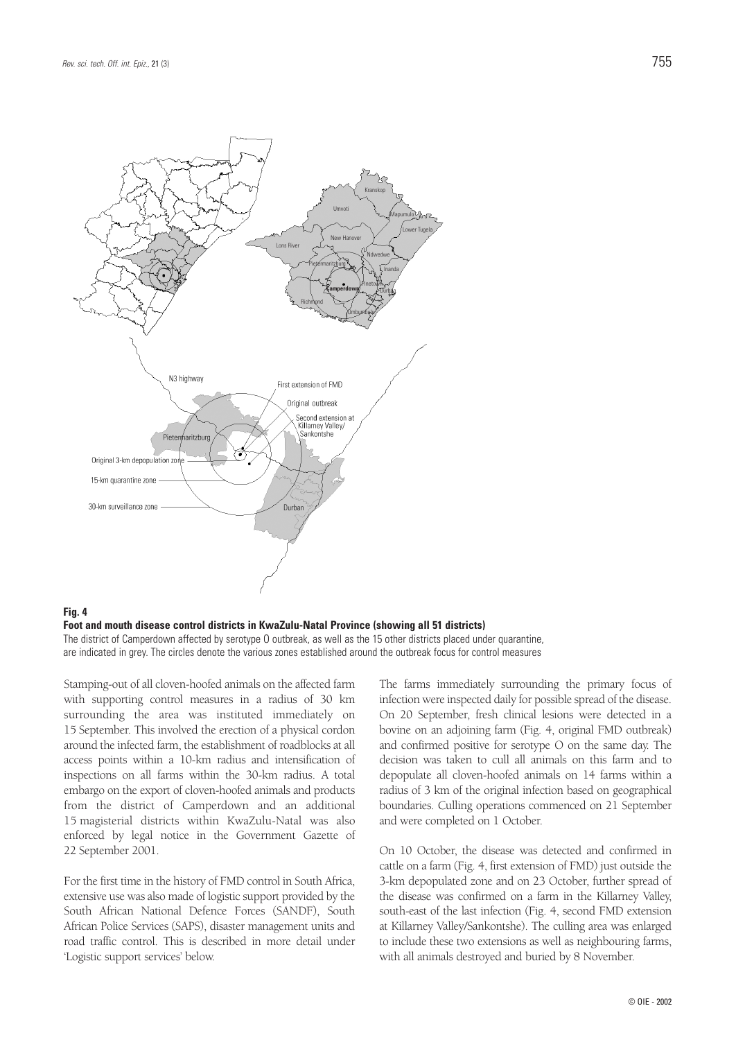**Fig. 4**
**Foot and mouth disease control districts in KwaZulu-Natal Province (showing all 51 districts)**
The district of Camperdown affected by serotype O outbreak, as well as the 15 other districts placed under quarantine, are indicated in grey. The circles denote the various zones established around the outbreak focus for control measures

Stamping-out of all cloven-hoofed animals on the affected farm with supporting control measures in a radius of 30 km surrounding the area was instituted immediately on 15 September. This involved the erection of a physical cordon around the infected farm, the establishment of roadblocks at all access points within a 10-km radius and intensification of inspections on all farms within the 30-km radius. A total embargo on the export of cloven-hoofed animals and products from the district of Camperdown and an additional 15 magisterial districts within KwaZulu-Natal was also enforced by legal notice in the Government Gazette of 22 September 2001.

For the first time in the history of FMD control in South Africa, extensive use was also made of logistic support provided by the South African National Defence Forces (SANDF), South African Police Services (SAPS), disaster management units and road traffic control. This is described in more detail under 'Logistic support services' below.

The farms immediately surrounding the primary focus of infection were inspected daily for possible spread of the disease. On 20 September, fresh clinical lesions were detected in a bovine on an adjoining farm (Fig. 4, original FMD outbreak) and confirmed positive for serotype O on the same day. The decision was taken to cull all animals on this farm and to depopulate all cloven-hoofed animals on 14 farms within a radius of 3 km of the original infection based on geographical boundaries. Culling operations commenced on 21 September and were completed on 1 October.

On 10 October, the disease was detected and confirmed in cattle on a farm (Fig. 4, first extension of FMD) just outside the 3-km depopulated zone and on 23 October, further spread of the disease was confirmed on a farm in the Killarney Valley, south-east of the last infection (Fig. 4, second FMD extension at Killarney Valley/Sankontshe). The culling area was enlarged to include these two extensions as well as neighbouring farms, with all animals destroyed and buried by 8 November.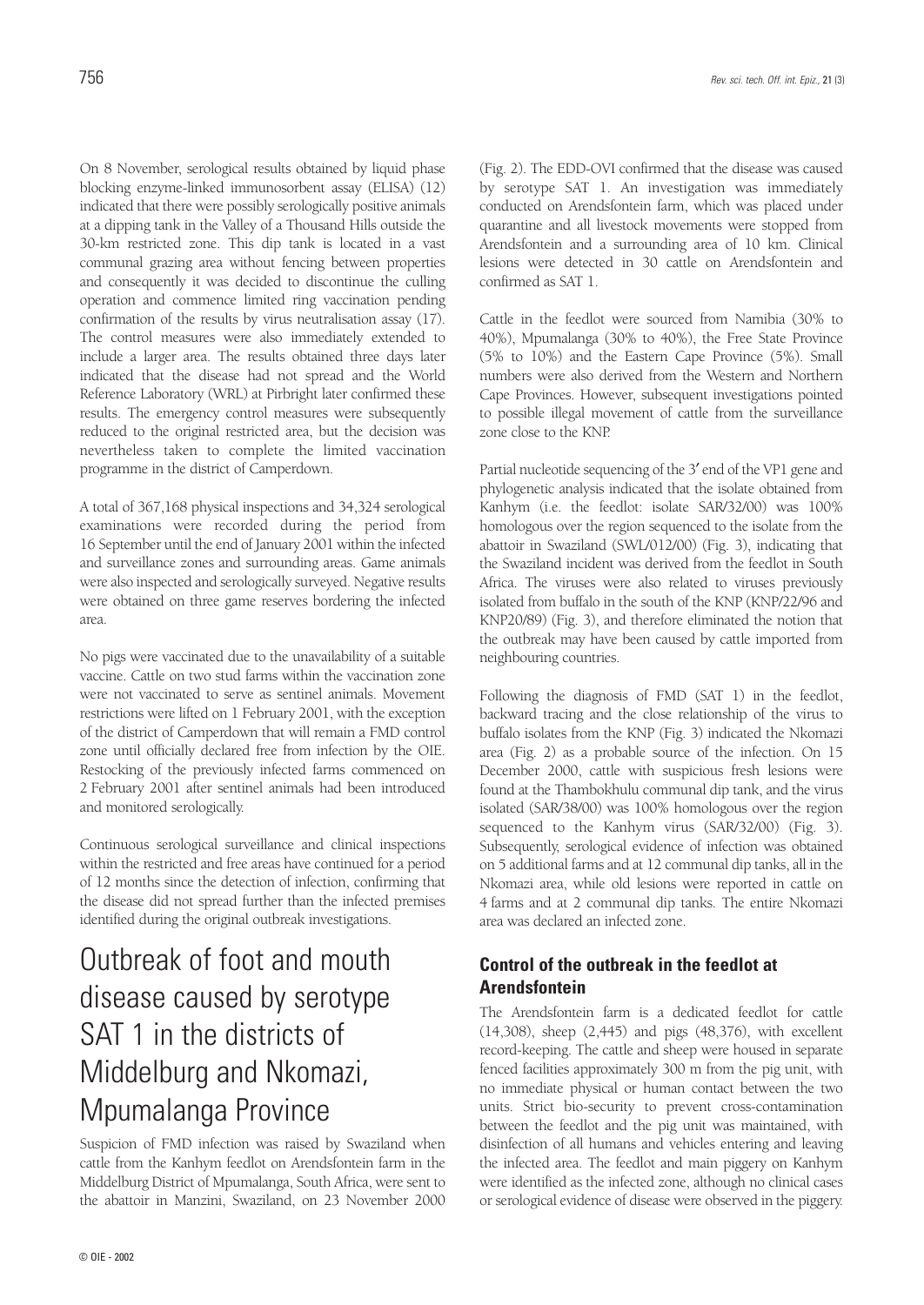On 8 November, serological results obtained by liquid phase blocking enzyme-linked immunosorbent assay (ELISA) (12) indicated that there were possibly serologically positive animals at a dipping tank in the Valley of a Thousand Hills outside the 30-km restricted zone. This dip tank is located in a vast communal grazing area without fencing between properties and consequently it was decided to discontinue the culling operation and commence limited ring vaccination pending confirmation of the results by virus neutralisation assay (17). The control measures were also immediately extended to include a larger area. The results obtained three days later indicated that the disease had not spread and the World Reference Laboratory (WRL) at Pirbright later confirmed these results. The emergency control measures were subsequently reduced to the original restricted area, but the decision was nevertheless taken to complete the limited vaccination programme in the district of Camperdown.

A total of 367,168 physical inspections and 34,324 serological examinations were recorded during the period from 16 September until the end of January 2001 within the infected and surveillance zones and surrounding areas. Game animals were also inspected and serologically surveyed. Negative results were obtained on three game reserves bordering the infected area.

No pigs were vaccinated due to the unavailability of a suitable vaccine. Cattle on two stud farms within the vaccination zone were not vaccinated to serve as sentinel animals. Movement restrictions were lifted on 1 February 2001, with the exception of the district of Camperdown that will remain a FMD control zone until officially declared free from infection by the OIE. Restocking of the previously infected farms commenced on 2 February 2001 after sentinel animals had been introduced and monitored serologically.

Continuous serological surveillance and clinical inspections within the restricted and free areas have continued for a period of 12 months since the detection of infection, confirming that the disease did not spread further than the infected premises identified during the original outbreak investigations.

# Outbreak of foot and mouth disease caused by serotype SAT 1 in the districts of Middelburg and Nkomazi, Mpumalanga Province

Suspicion of FMD infection was raised by Swaziland when cattle from the Kanhym feedlot on Arendsfontein farm in the Middelburg District of Mpumalanga, South Africa, were sent to the abattoir in Manzini, Swaziland, on 23 November 2000 (Fig. 2). The EDD-OVI confirmed that the disease was caused by serotype SAT 1. An investigation was immediately conducted on Arendsfontein farm, which was placed under quarantine and all livestock movements were stopped from Arendsfontein and a surrounding area of 10 km. Clinical lesions were detected in 30 cattle on Arendsfontein and confirmed as SAT 1.

Cattle in the feedlot were sourced from Namibia (30% to 40%), Mpumalanga (30% to 40%), the Free State Province (5% to 10%) and the Eastern Cape Province (5%). Small numbers were also derived from the Western and Northern Cape Provinces. However, subsequent investigations pointed to possible illegal movement of cattle from the surveillance zone close to the KNP.

Partial nucleotide sequencing of the 3′ end of the VP1 gene and phylogenetic analysis indicated that the isolate obtained from Kanhym (i.e. the feedlot: isolate SAR/32/00) was 100% homologous over the region sequenced to the isolate from the abattoir in Swaziland (SWL/012/00) (Fig. 3), indicating that the Swaziland incident was derived from the feedlot in South Africa. The viruses were also related to viruses previously isolated from buffalo in the south of the KNP (KNP/22/96 and KNP20/89) (Fig. 3), and therefore eliminated the notion that the outbreak may have been caused by cattle imported from neighbouring countries.

Following the diagnosis of FMD (SAT 1) in the feedlot, backward tracing and the close relationship of the virus to buffalo isolates from the KNP (Fig. 3) indicated the Nkomazi area (Fig. 2) as a probable source of the infection. On 15 December 2000, cattle with suspicious fresh lesions were found at the Thambokhulu communal dip tank, and the virus isolated (SAR/38/00) was 100% homologous over the region sequenced to the Kanhym virus (SAR/32/00) (Fig. 3). Subsequently, serological evidence of infection was obtained on 5 additional farms and at 12 communal dip tanks, all in the Nkomazi area, while old lesions were reported in cattle on 4 farms and at 2 communal dip tanks. The entire Nkomazi area was declared an infected zone.

### Control of the outbreak in the feedlot at Arendsfontein

The Arendsfontein farm is a dedicated feedlot for cattle (14,308), sheep (2,445) and pigs (48,376), with excellent record-keeping. The cattle and sheep were housed in separate fenced facilities approximately 300 m from the pig unit, with no immediate physical or human contact between the two units. Strict bio-security to prevent cross-contamination between the feedlot and the pig unit was maintained, with disinfection of all humans and vehicles entering and leaving the infected area. The feedlot and main piggery on Kanhym were identified as the infected zone, although no clinical cases or serological evidence of disease were observed in the piggery.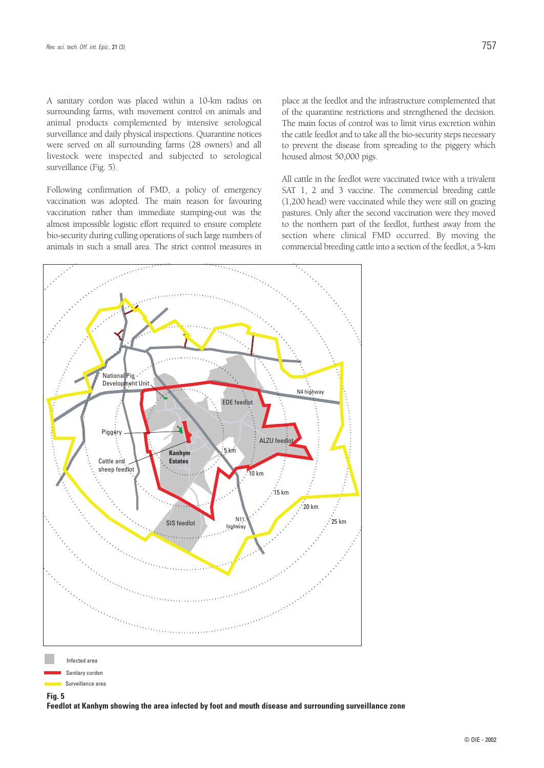A sanitary cordon was placed within a 10-km radius on surrounding farms, with movement control on animals and animal products complemented by intensive serological surveillance and daily physical inspections. Quarantine notices were served on all surrounding farms (28 owners) and all livestock were inspected and subjected to serological surveillance (Fig. 5).

Following confirmation of FMD, a policy of emergency vaccination was adopted. The main reason for favouring vaccination rather than immediate stamping-out was the almost impossible logistic effort required to ensure complete bio-security during culling operations of such large numbers of animals in such a small area. The strict control measures in place at the feedlot and the infrastructure complemented that of the quarantine restrictions and strengthened the decision. The main focus of control was to limit virus excretion within the cattle feedlot and to take all the bio-security steps necessary to prevent the disease from spreading to the piggery which housed almost 50,000 pigs.

All cattle in the feedlot were vaccinated twice with a trivalent SAT 1, 2 and 3 vaccine. The commercial breeding cattle (1,200 head) were vaccinated while they were still on grazing pastures. Only after the second vaccination were they moved to the northern part of the feedlot, furthest away from the section where clinical FMD occurred. By moving the commercial breeding cattle into a section of the feedlot, a 5-km

Infected area
Sanitary cordon
Surveillance area

**Fig. 5**
**Feedlot at Kanhym showing the area infected by foot and mouth disease and surrounding surveillance zone**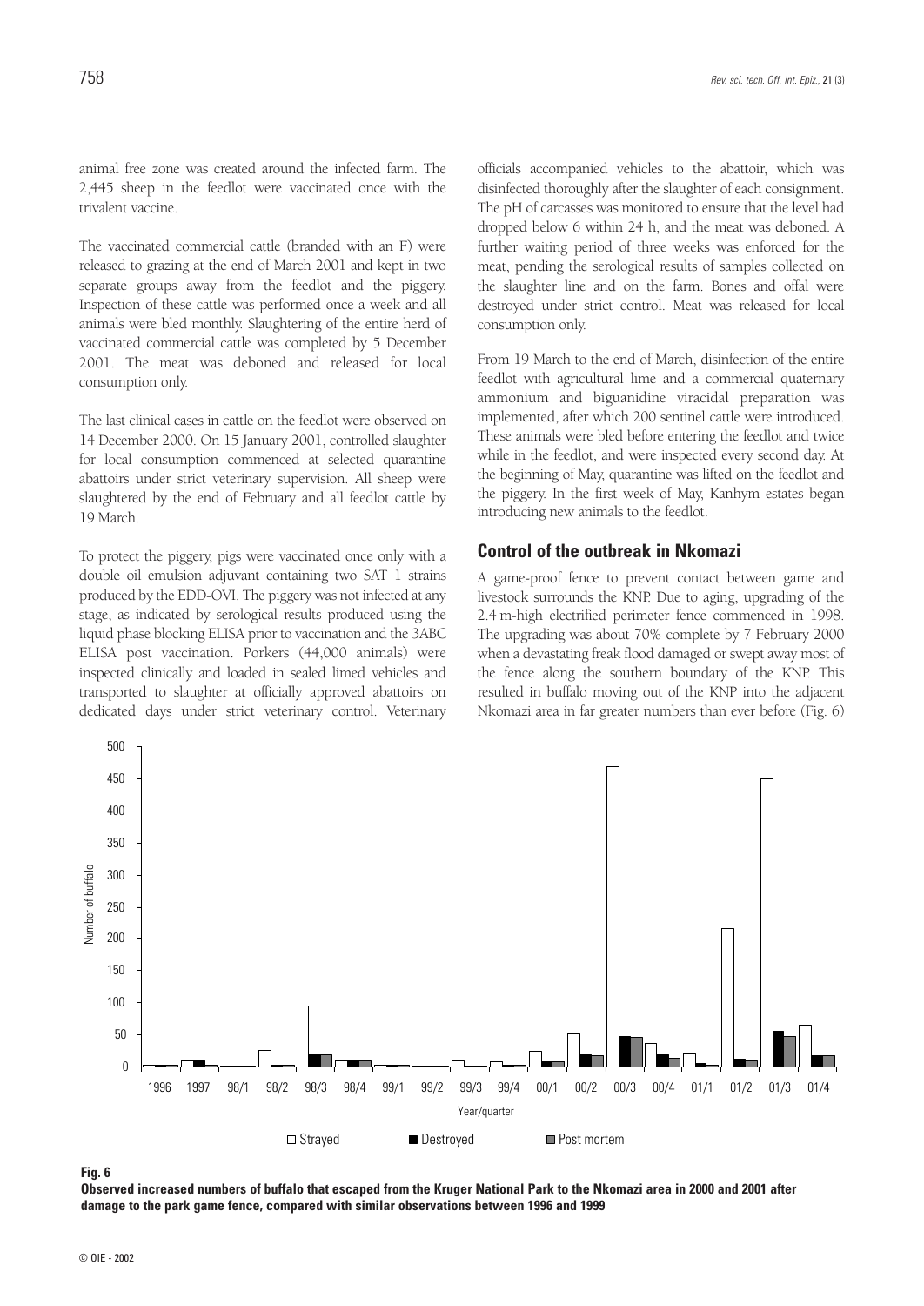animal free zone was created around the infected farm. The 2,445 sheep in the feedlot were vaccinated once with the trivalent vaccine.

The vaccinated commercial cattle (branded with an F) were released to grazing at the end of March 2001 and kept in two separate groups away from the feedlot and the piggery. Inspection of these cattle was performed once a week and all animals were bled monthly. Slaughtering of the entire herd of vaccinated commercial cattle was completed by 5 December 2001. The meat was deboned and released for local consumption only.

The last clinical cases in cattle on the feedlot were observed on 14 December 2000. On 15 January 2001, controlled slaughter for local consumption commenced at selected quarantine abattoirs under strict veterinary supervision. All sheep were slaughtered by the end of February and all feedlot cattle by 19 March.

To protect the piggery, pigs were vaccinated once only with a double oil emulsion adjuvant containing two SAT 1 strains produced by the EDD-OVI. The piggery was not infected at any stage, as indicated by serological results produced using the liquid phase blocking ELISA prior to vaccination and the 3ABC ELISA post vaccination. Porkers (44,000 animals) were inspected clinically and loaded in sealed limed vehicles and transported to slaughter at officially approved abattoirs on dedicated days under strict veterinary control. Veterinary officials accompanied vehicles to the abattoir, which was disinfected thoroughly after the slaughter of each consignment. The pH of carcasses was monitored to ensure that the level had dropped below 6 within 24 h, and the meat was deboned. A further waiting period of three weeks was enforced for the meat, pending the serological results of samples collected on the slaughter line and on the farm. Bones and offal were destroyed under strict control. Meat was released for local consumption only.

From 19 March to the end of March, disinfection of the entire feedlot with agricultural lime and a commercial quaternary ammonium and biguanidine viracidal preparation was implemented, after which 200 sentinel cattle were introduced. These animals were bled before entering the feedlot and twice while in the feedlot, and were inspected every second day. At the beginning of May, quarantine was lifted on the feedlot and the piggery. In the first week of May, Kanhym estates began introducing new animals to the feedlot.

## Control of the outbreak in Nkomazi

A game-proof fence to prevent contact between game and livestock surrounds the KNP. Due to aging, upgrading of the 2.4 m-high electrified perimeter fence commenced in 1998. The upgrading was about 70% complete by 7 February 2000 when a devastating freak flood damaged or swept away most of the fence along the southern boundary of the KNP. This resulted in buffalo moving out of the KNP into the adjacent Nkomazi area in far greater numbers than ever before (Fig. 6)

**Fig. 6**
**Observed increased numbers of buffalo that escaped from the Kruger National Park to the Nkomazi area in 2000 and 2001 after damage to the park game fence, compared with similar observations between 1996 and 1999**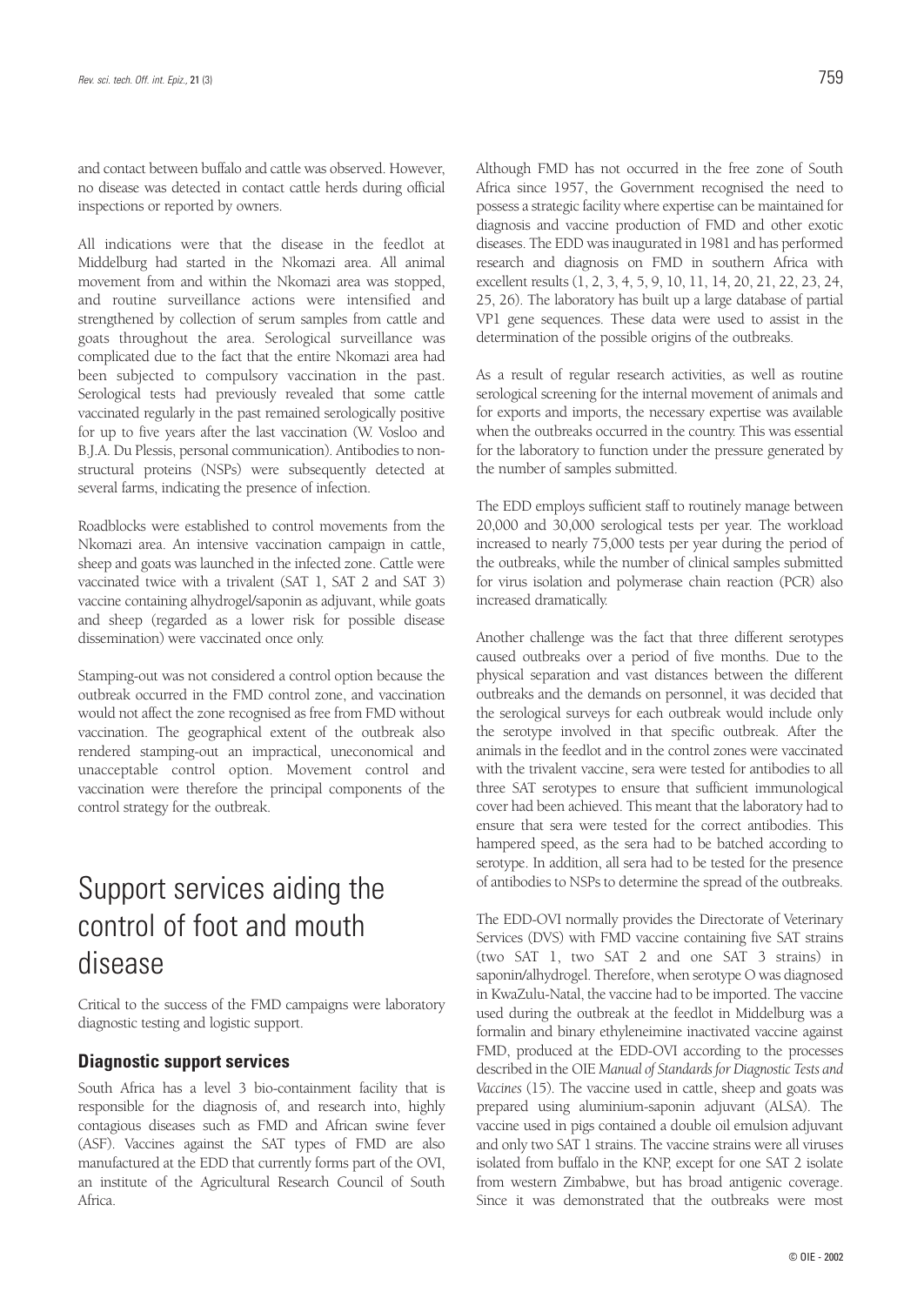and contact between buffalo and cattle was observed. However, no disease was detected in contact cattle herds during official inspections or reported by owners.

All indications were that the disease in the feedlot at Middelburg had started in the Nkomazi area. All animal movement from and within the Nkomazi area was stopped, and routine surveillance actions were intensified and strengthened by collection of serum samples from cattle and goats throughout the area. Serological surveillance was complicated due to the fact that the entire Nkomazi area had been subjected to compulsory vaccination in the past. Serological tests had previously revealed that some cattle vaccinated regularly in the past remained serologically positive for up to five years after the last vaccination (W. Vosloo and B.J.A. Du Plessis, personal communication). Antibodies to non-structural proteins (NSPs) were subsequently detected at several farms, indicating the presence of infection.

Roadblocks were established to control movements from the Nkomazi area. An intensive vaccination campaign in cattle, sheep and goats was launched in the infected zone. Cattle were vaccinated twice with a trivalent (SAT 1, SAT 2 and SAT 3) vaccine containing alhydrogel/saponin as adjuvant, while goats and sheep (regarded as a lower risk for possible disease dissemination) were vaccinated once only.

Stamping-out was not considered a control option because the outbreak occurred in the FMD control zone, and vaccination would not affect the zone recognised as free from FMD without vaccination. The geographical extent of the outbreak also rendered stamping-out an impractical, uneconomical and unacceptable control option. Movement control and vaccination were therefore the principal components of the control strategy for the outbreak.

# Support services aiding the control of foot and mouth disease

Critical to the success of the FMD campaigns were laboratory diagnostic testing and logistic support.

## Diagnostic support services

South Africa has a level 3 bio-containment facility that is responsible for the diagnosis of, and research into, highly contagious diseases such as FMD and African swine fever (ASF). Vaccines against the SAT types of FMD are also manufactured at the EDD that currently forms part of the OVI, an institute of the Agricultural Research Council of South Africa.

Although FMD has not occurred in the free zone of South Africa since 1957, the Government recognised the need to possess a strategic facility where expertise can be maintained for diagnosis and vaccine production of FMD and other exotic diseases. The EDD was inaugurated in 1981 and has performed research and diagnosis on FMD in southern Africa with excellent results (1, 2, 3, 4, 5, 9, 10, 11, 14, 20, 21, 22, 23, 24, 25, 26). The laboratory has built up a large database of partial VP1 gene sequences. These data were used to assist in the determination of the possible origins of the outbreaks.

As a result of regular research activities, as well as routine serological screening for the internal movement of animals and for exports and imports, the necessary expertise was available when the outbreaks occurred in the country. This was essential for the laboratory to function under the pressure generated by the number of samples submitted.

The EDD employs sufficient staff to routinely manage between 20,000 and 30,000 serological tests per year. The workload increased to nearly 75,000 tests per year during the period of the outbreaks, while the number of clinical samples submitted for virus isolation and polymerase chain reaction (PCR) also increased dramatically.

Another challenge was the fact that three different serotypes caused outbreaks over a period of five months. Due to the physical separation and vast distances between the different outbreaks and the demands on personnel, it was decided that the serological surveys for each outbreak would include only the serotype involved in that specific outbreak. After the animals in the feedlot and in the control zones were vaccinated with the trivalent vaccine, sera were tested for antibodies to all three SAT serotypes to ensure that sufficient immunological cover had been achieved. This meant that the laboratory had to ensure that sera were tested for the correct antibodies. This hampered speed, as the sera had to be batched according to serotype. In addition, all sera had to be tested for the presence of antibodies to NSPs to determine the spread of the outbreaks.

The EDD-OVI normally provides the Directorate of Veterinary Services (DVS) with FMD vaccine containing five SAT strains (two SAT 1, two SAT 2 and one SAT 3 strains) in saponin/alhydrogel. Therefore, when serotype O was diagnosed in KwaZulu-Natal, the vaccine had to be imported. The vaccine used during the outbreak at the feedlot in Middelburg was a formalin and binary ethyleneimine inactivated vaccine against FMD, produced at the EDD-OVI according to the processes described in the OIE *Manual of Standards for Diagnostic Tests and Vaccines* (15). The vaccine used in cattle, sheep and goats was prepared using aluminium-saponin adjuvant (ALSA). The vaccine used in pigs contained a double oil emulsion adjuvant and only two SAT 1 strains. The vaccine strains were all viruses isolated from buffalo in the KNP, except for one SAT 2 isolate from western Zimbabwe, but has broad antigenic coverage. Since it was demonstrated that the outbreaks were most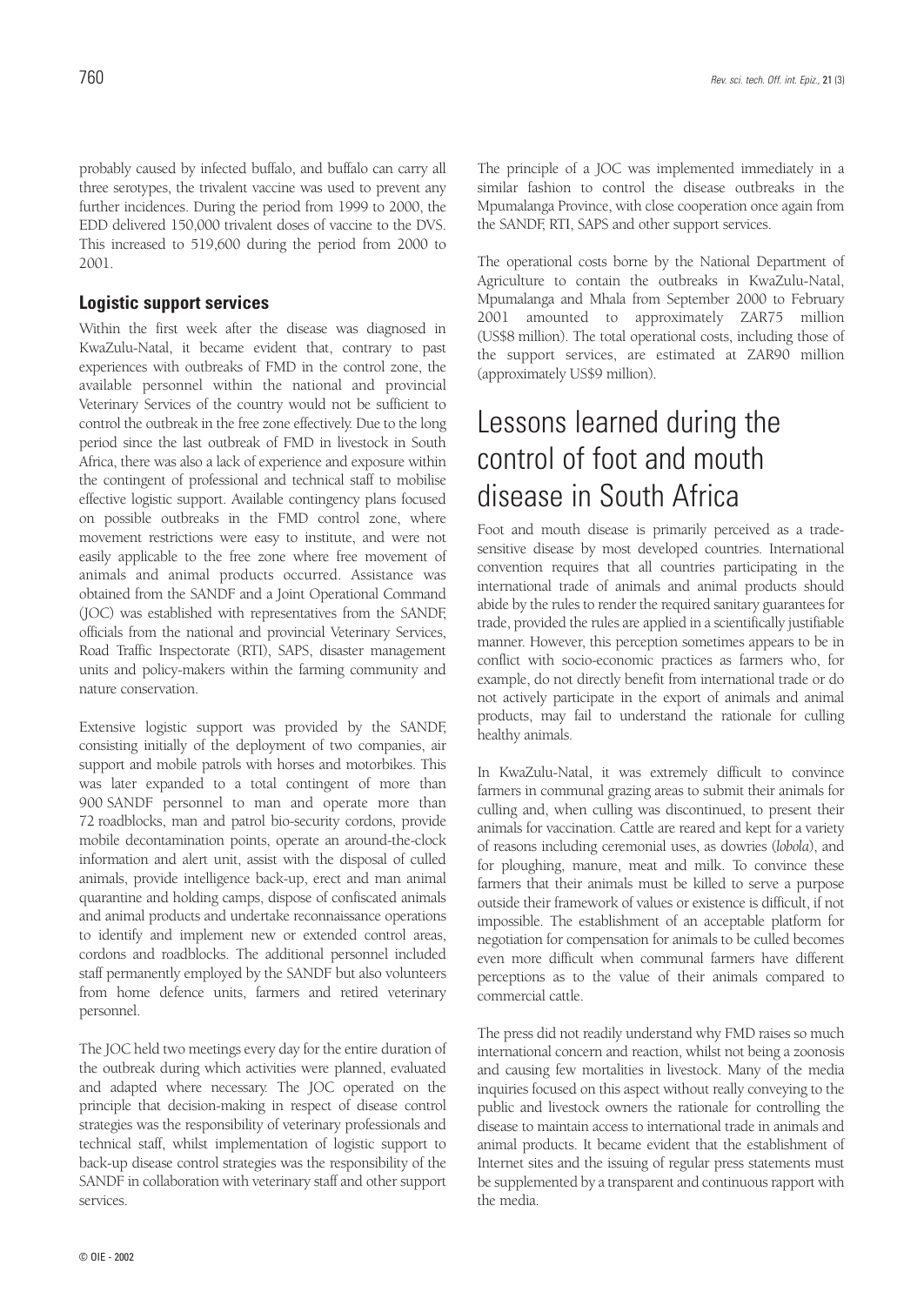probably caused by infected buffalo, and buffalo can carry all three serotypes, the trivalent vaccine was used to prevent any further incidences. During the period from 1999 to 2000, the EDD delivered 150,000 trivalent doses of vaccine to the DVS. This increased to 519,600 during the period from 2000 to 2001.

### Logistic support services

Within the first week after the disease was diagnosed in KwaZulu-Natal, it became evident that, contrary to past experiences with outbreaks of FMD in the control zone, the available personnel within the national and provincial Veterinary Services of the country would not be sufficient to control the outbreak in the free zone effectively. Due to the long period since the last outbreak of FMD in livestock in South Africa, there was also a lack of experience and exposure within the contingent of professional and technical staff to mobilise effective logistic support. Available contingency plans focused on possible outbreaks in the FMD control zone, where movement restrictions were easy to institute, and were not easily applicable to the free zone where free movement of animals and animal products occurred. Assistance was obtained from the SANDF and a Joint Operational Command (JOC) was established with representatives from the SANDF, officials from the national and provincial Veterinary Services, Road Traffic Inspectorate (RTI), SAPS, disaster management units and policy-makers within the farming community and nature conservation.

Extensive logistic support was provided by the SANDF, consisting initially of the deployment of two companies, air support and mobile patrols with horses and motorbikes. This was later expanded to a total contingent of more than 900 SANDF personnel to man and operate more than 72 roadblocks, man and patrol bio-security cordons, provide mobile decontamination points, operate an around-the-clock information and alert unit, assist with the disposal of culled animals, provide intelligence back-up, erect and man animal quarantine and holding camps, dispose of confiscated animals and animal products and undertake reconnaissance operations to identify and implement new or extended control areas, cordons and roadblocks. The additional personnel included staff permanently employed by the SANDF but also volunteers from home defence units, farmers and retired veterinary personnel.

The JOC held two meetings every day for the entire duration of the outbreak during which activities were planned, evaluated and adapted where necessary. The JOC operated on the principle that decision-making in respect of disease control strategies was the responsibility of veterinary professionals and technical staff, whilst implementation of logistic support to back-up disease control strategies was the responsibility of the SANDF in collaboration with veterinary staff and other support services.

The principle of a JOC was implemented immediately in a similar fashion to control the disease outbreaks in the Mpumalanga Province, with close cooperation once again from the SANDF, RTI, SAPS and other support services.

The operational costs borne by the National Department of Agriculture to contain the outbreaks in KwaZulu-Natal, Mpumalanga and Mhala from September 2000 to February 2001 amounted to approximately ZAR75 million (US$8 million). The total operational costs, including those of the support services, are estimated at ZAR90 million (approximately US$9 million).

## Lessons learned during the control of foot and mouth disease in South Africa

Foot and mouth disease is primarily perceived as a trade-sensitive disease by most developed countries. International convention requires that all countries participating in the international trade of animals and animal products should abide by the rules to render the required sanitary guarantees for trade, provided the rules are applied in a scientifically justifiable manner. However, this perception sometimes appears to be in conflict with socio-economic practices as farmers who, for example, do not directly benefit from international trade or do not actively participate in the export of animals and animal products, may fail to understand the rationale for culling healthy animals.

In KwaZulu-Natal, it was extremely difficult to convince farmers in communal grazing areas to submit their animals for culling and, when culling was discontinued, to present their animals for vaccination. Cattle are reared and kept for a variety of reasons including ceremonial uses, as dowries (*lobola*), and for ploughing, manure, meat and milk. To convince these farmers that their animals must be killed to serve a purpose outside their framework of values or existence is difficult, if not impossible. The establishment of an acceptable platform for negotiation for compensation for animals to be culled becomes even more difficult when communal farmers have different perceptions as to the value of their animals compared to commercial cattle.

The press did not readily understand why FMD raises so much international concern and reaction, whilst not being a zoonosis and causing few mortalities in livestock. Many of the media inquiries focused on this aspect without really conveying to the public and livestock owners the rationale for controlling the disease to maintain access to international trade in animals and animal products. It became evident that the establishment of Internet sites and the issuing of regular press statements must be supplemented by a transparent and continuous rapport with the media.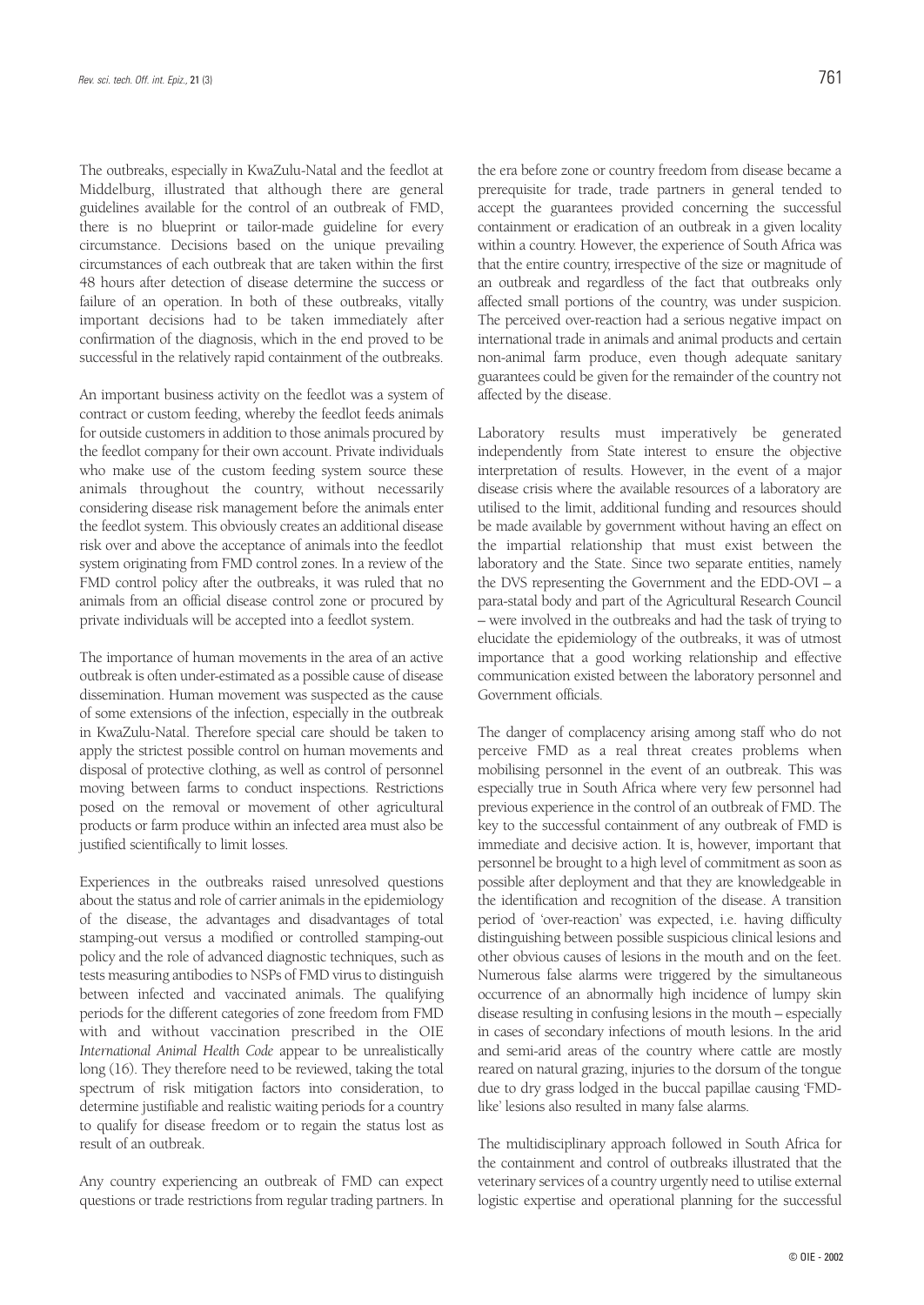The outbreaks, especially in KwaZulu-Natal and the feedlot at Middelburg, illustrated that although there are general guidelines available for the control of an outbreak of FMD, there is no blueprint or tailor-made guideline for every circumstance. Decisions based on the unique prevailing circumstances of each outbreak that are taken within the first 48 hours after detection of disease determine the success or failure of an operation. In both of these outbreaks, vitally important decisions had to be taken immediately after confirmation of the diagnosis, which in the end proved to be successful in the relatively rapid containment of the outbreaks.

An important business activity on the feedlot was a system of contract or custom feeding, whereby the feedlot feeds animals for outside customers in addition to those animals procured by the feedlot company for their own account. Private individuals who make use of the custom feeding system source these animals throughout the country, without necessarily considering disease risk management before the animals enter the feedlot system. This obviously creates an additional disease risk over and above the acceptance of animals into the feedlot system originating from FMD control zones. In a review of the FMD control policy after the outbreaks, it was ruled that no animals from an official disease control zone or procured by private individuals will be accepted into a feedlot system.

The importance of human movements in the area of an active outbreak is often under-estimated as a possible cause of disease dissemination. Human movement was suspected as the cause of some extensions of the infection, especially in the outbreak in KwaZulu-Natal. Therefore special care should be taken to apply the strictest possible control on human movements and disposal of protective clothing, as well as control of personnel moving between farms to conduct inspections. Restrictions posed on the removal or movement of other agricultural products or farm produce within an infected area must also be justified scientifically to limit losses.

Experiences in the outbreaks raised unresolved questions about the status and role of carrier animals in the epidemiology of the disease, the advantages and disadvantages of total stamping-out versus a modified or controlled stamping-out policy and the role of advanced diagnostic techniques, such as tests measuring antibodies to NSPs of FMD virus to distinguish between infected and vaccinated animals. The qualifying periods for the different categories of zone freedom from FMD with and without vaccination prescribed in the OIE *International Animal Health Code* appear to be unrealistically long (16). They therefore need to be reviewed, taking the total spectrum of risk mitigation factors into consideration, to determine justifiable and realistic waiting periods for a country to qualify for disease freedom or to regain the status lost as result of an outbreak.

Any country experiencing an outbreak of FMD can expect questions or trade restrictions from regular trading partners. In the era before zone or country freedom from disease became a prerequisite for trade, trade partners in general tended to accept the guarantees provided concerning the successful containment or eradication of an outbreak in a given locality within a country. However, the experience of South Africa was that the entire country, irrespective of the size or magnitude of an outbreak and regardless of the fact that outbreaks only affected small portions of the country, was under suspicion. The perceived over-reaction had a serious negative impact on international trade in animals and animal products and certain non-animal farm produce, even though adequate sanitary guarantees could be given for the remainder of the country not affected by the disease.

Laboratory results must imperatively be generated independently from State interest to ensure the objective interpretation of results. However, in the event of a major disease crisis where the available resources of a laboratory are utilised to the limit, additional funding and resources should be made available by government without having an effect on the impartial relationship that must exist between the laboratory and the State. Since two separate entities, namely the DVS representing the Government and the EDD-OVI – a para-statal body and part of the Agricultural Research Council – were involved in the outbreaks and had the task of trying to elucidate the epidemiology of the outbreaks, it was of utmost importance that a good working relationship and effective communication existed between the laboratory personnel and Government officials.

The danger of complacency arising among staff who do not perceive FMD as a real threat creates problems when mobilising personnel in the event of an outbreak. This was especially true in South Africa where very few personnel had previous experience in the control of an outbreak of FMD. The key to the successful containment of any outbreak of FMD is immediate and decisive action. It is, however, important that personnel be brought to a high level of commitment as soon as possible after deployment and that they are knowledgeable in the identification and recognition of the disease. A transition period of 'over-reaction' was expected, i.e. having difficulty distinguishing between possible suspicious clinical lesions and other obvious causes of lesions in the mouth and on the feet. Numerous false alarms were triggered by the simultaneous occurrence of an abnormally high incidence of lumpy skin disease resulting in confusing lesions in the mouth – especially in cases of secondary infections of mouth lesions. In the arid and semi-arid areas of the country where cattle are mostly reared on natural grazing, injuries to the dorsum of the tongue due to dry grass lodged in the buccal papillae causing 'FMD-like' lesions also resulted in many false alarms.

The multidisciplinary approach followed in South Africa for the containment and control of outbreaks illustrated that the veterinary services of a country urgently need to utilise external logistic expertise and operational planning for the successful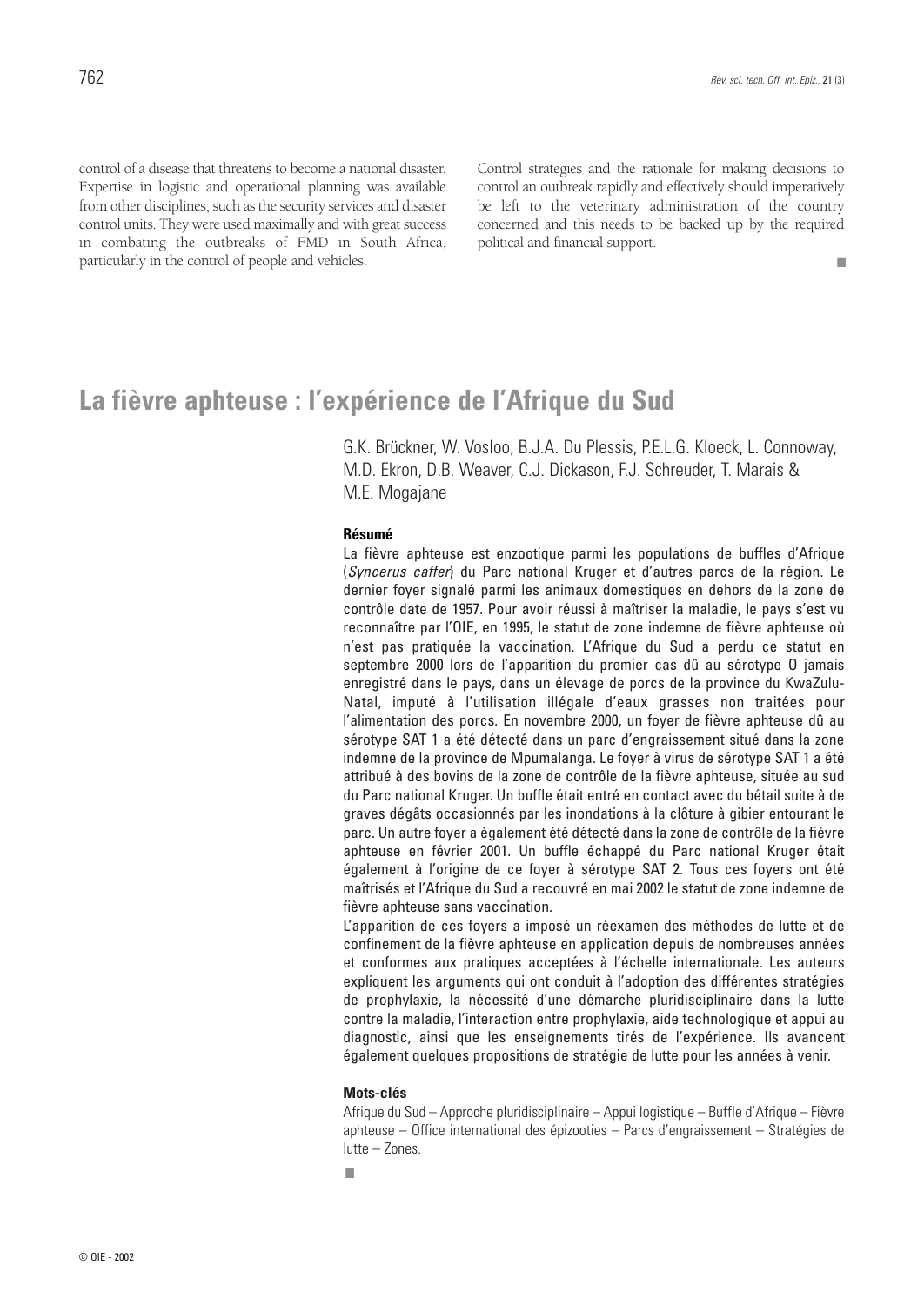control of a disease that threatens to become a national disaster. Expertise in logistic and operational planning was available from other disciplines, such as the security services and disaster control units. They were used maximally and with great success in combating the outbreaks of FMD in South Africa, particularly in the control of people and vehicles.

Control strategies and the rationale for making decisions to control an outbreak rapidly and effectively should imperatively be left to the veterinary administration of the country concerned and this needs to be backed up by the required political and financial support.

■

# La fièvre aphteuse : l'expérience de l'Afrique du Sud

G.K. Brückner, W. Vosloo, B.J.A. Du Plessis, P.E.L.G. Kloeck, L. Connoway, M.D. Ekron, D.B. Weaver, C.J. Dickason, F.J. Schreuder, T. Marais & M.E. Mogajane

### Résumé

La fièvre aphteuse est enzootique parmi les populations de buffles d'Afrique (*Syncerus caffer*) du Parc national Kruger et d'autres parcs de la région. Le dernier foyer signalé parmi les animaux domestiques en dehors de la zone de contrôle date de 1957. Pour avoir réussi à maîtriser la maladie, le pays s'est vu reconnaître par l'OIE, en 1995, le statut de zone indemne de fièvre aphteuse où n'est pas pratiquée la vaccination. L'Afrique du Sud a perdu ce statut en septembre 2000 lors de l'apparition du premier cas dû au sérotype O jamais enregistré dans le pays, dans un élevage de porcs de la province du KwaZulu-Natal, imputé à l'utilisation illégale d'eaux grasses non traitées pour l'alimentation des porcs. En novembre 2000, un foyer de fièvre aphteuse dû au sérotype SAT 1 a été détecté dans un parc d'engraissement situé dans la zone indemne de la province de Mpumalanga. Le foyer à virus de sérotype SAT 1 a été attribué à des bovins de la zone de contrôle de la fièvre aphteuse, située au sud du Parc national Kruger. Un buffle était entré en contact avec du bétail suite à de graves dégâts occasionnés par les inondations à la clôture à gibier entourant le parc. Un autre foyer a également été détecté dans la zone de contrôle de la fièvre aphteuse en février 2001. Un buffle échappé du Parc national Kruger était également à l'origine de ce foyer à sérotype SAT 2. Tous ces foyers ont été maîtrisés et l'Afrique du Sud a recouvré en mai 2002 le statut de zone indemne de fièvre aphteuse sans vaccination.

L'apparition de ces foyers a imposé un réexamen des méthodes de lutte et de confinement de la fièvre aphteuse en application depuis de nombreuses années et conformes aux pratiques acceptées à l'échelle internationale. Les auteurs expliquent les arguments qui ont conduit à l'adoption des différentes stratégies de prophylaxie, la nécessité d'une démarche pluridisciplinaire dans la lutte contre la maladie, l'interaction entre prophylaxie, aide technologique et appui au diagnostic, ainsi que les enseignements tirés de l'expérience. Ils avancent également quelques propositions de stratégie de lutte pour les années à venir.

### Mots-clés

Afrique du Sud – Approche pluridisciplinaire – Appui logistique – Buffle d'Afrique – Fièvre aphteuse – Office international des épizooties – Parcs d'engraissement – Stratégies de lutte – Zones.

■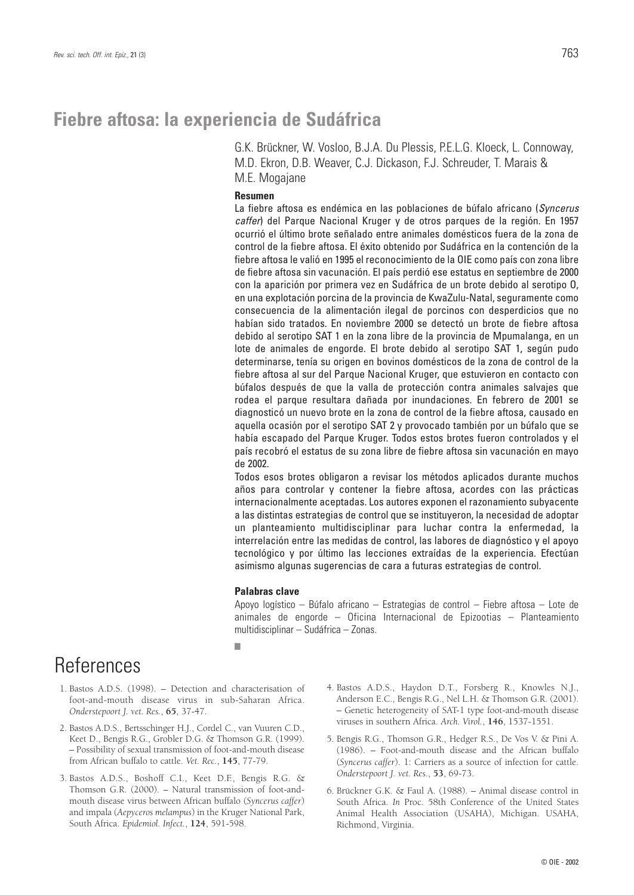# Fiebre aftosa: la experiencia de Sudáfrica

G.K. Brückner, W. Vosloo, B.J.A. Du Plessis, P.E.L.G. Kloeck, L. Connoway, M.D. Ekron, D.B. Weaver, C.J. Dickason, F.J. Schreuder, T. Marais & M.E. Mogajane

### Resumen

La fiebre aftosa es endémica en las poblaciones de búfalo africano (*Syncerus caffer*) del Parque Nacional Kruger y de otros parques de la región. En 1957 ocurrió el último brote señalado entre animales domésticos fuera de la zona de control de la fiebre aftosa. El éxito obtenido por Sudáfrica en la contención de la fiebre aftosa le valió en 1995 el reconocimiento de la OIE como país con zona libre de fiebre aftosa sin vacunación. El país perdió ese estatus en septiembre de 2000 con la aparición por primera vez en Sudáfrica de un brote debido al serotipo O, en una explotación porcina de la provincia de KwaZulu-Natal, seguramente como consecuencia de la alimentación ilegal de porcinos con desperdicios que no habían sido tratados. En noviembre 2000 se detectó un brote de fiebre aftosa debido al serotipo SAT 1 en la zona libre de la provincia de Mpumalanga, en un lote de animales de engorde. El brote debido al serotipo SAT 1, según pudo determinarse, tenía su origen en bovinos domésticos de la zona de control de la fiebre aftosa al sur del Parque Nacional Kruger, que estuvieron en contacto con búfalos después de que la valla de protección contra animales salvajes que rodea el parque resultara dañada por inundaciones. En febrero de 2001 se diagnosticó un nuevo brote en la zona de control de la fiebre aftosa, causado en aquella ocasión por el serotipo SAT 2 y provocado también por un búfalo que se había escapado del Parque Kruger. Todos estos brotes fueron controlados y el país recobró el estatus de su zona libre de fiebre aftosa sin vacunación en mayo de 2002.

Todos esos brotes obligaron a revisar los métodos aplicados durante muchos años para controlar y contener la fiebre aftosa, acordes con las prácticas internacionalmente aceptadas. Los autores exponen el razonamiento subyacente a las distintas estrategias de control que se instituyeron, la necesidad de adoptar un planteamiento multidisciplinar para luchar contra la enfermedad, la interrelación entre las medidas de control, las labores de diagnóstico y el apoyo tecnológico y por último las lecciones extraídas de la experiencia. Efectúan asimismo algunas sugerencias de cara a futuras estrategias de control.

### Palabras clave

Apoyo logístico – Búfalo africano – Estrategias de control – Fiebre aftosa – Lote de animales de engorde – Oficina Internacional de Epizootias – Planteamiento multidisciplinar – Sudáfrica – Zonas.

■

# References

1. Bastos A.D.S. (1998). – Detection and characterisation of foot-and-mouth disease virus in sub-Saharan Africa. *Onderstepoort J. vet. Res.*, **65**, 37-47.

2. Bastos A.D.S., Bertsschinger H.J., Cordel C., van Vuuren C.D., Keet D., Bengis R.G., Grobler D.G. & Thomson G.R. (1999). – Possibility of sexual transmission of foot-and-mouth disease from African buffalo to cattle. *Vet. Rec.*, **145**, 77-79.

3. Bastos A.D.S., Boshoff C.I., Keet D.F., Bengis R.G. & Thomson G.R. (2000). – Natural transmission of foot-and-mouth disease virus between African buffalo (*Syncerus caffer*) and impala (*Aepyceros melampus*) in the Kruger National Park, South Africa. *Epidemiol. Infect.*, **124**, 591-598.

4. Bastos A.D.S., Haydon D.T., Forsberg R., Knowles N.J., Anderson E.C., Bengis R.G., Nel L.H. & Thomson G.R. (2001). – Genetic heterogeneity of SAT-1 type foot-and-mouth disease viruses in southern Africa. *Arch. Virol.*, **146**, 1537-1551.

5. Bengis R.G., Thomson G.R., Hedger R.S., De Vos V. & Pini A. (1986). – Foot-and-mouth disease and the African buffalo (*Syncerus caffer*). 1: Carriers as a source of infection for cattle. *Onderstepoort J. vet. Res.*, **53**, 69-73.

6. Brückner G.K. & Faul A. (1988). – Animal disease control in South Africa. *In* Proc. 58th Conference of the United States Animal Health Association (USAHA), Michigan. USAHA, Richmond, Virginia.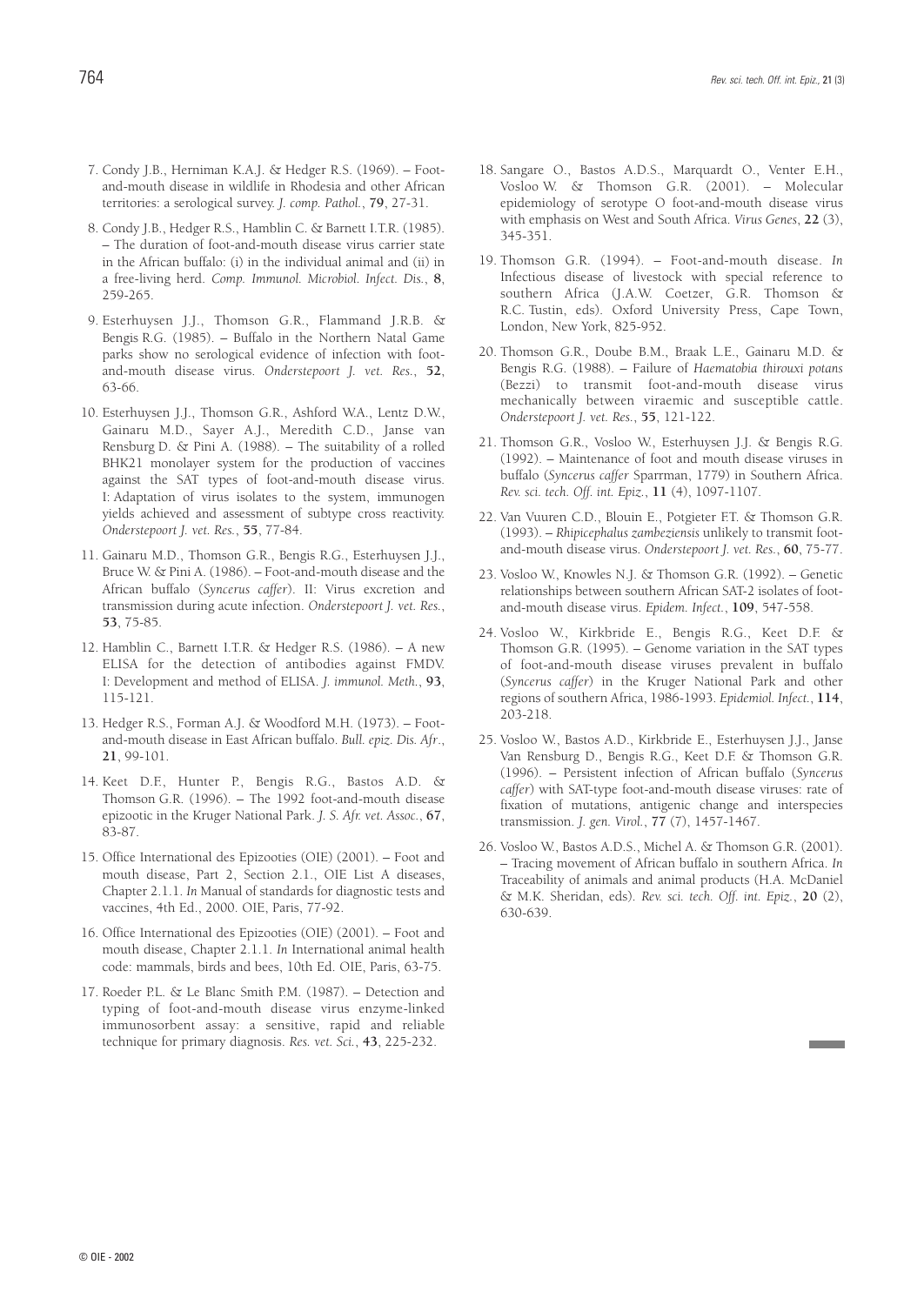7. Condy J.B., Herniman K.A.J. & Hedger R.S. (1969). – Foot-and-mouth disease in wildlife in Rhodesia and other African territories: a serological survey. *J. comp. Pathol.*, **79**, 27-31.

8. Condy J.B., Hedger R.S., Hamblin C. & Barnett I.T.R. (1985). – The duration of foot-and-mouth disease virus carrier state in the African buffalo: (i) in the individual animal and (ii) in a free-living herd. *Comp. Immunol. Microbiol. Infect. Dis.*, **8**, 259-265.

9. Esterhuysen J.J., Thomson G.R., Flammand J.R.B. & Bengis R.G. (1985). – Buffalo in the Northern Natal Game parks show no serological evidence of infection with foot-and-mouth disease virus. *Onderstepoort J. vet. Res.*, **52**, 63-66.

10. Esterhuysen J.J., Thomson G.R., Ashford W.A., Lentz D.W., Gainaru M.D., Sayer A.J., Meredith C.D., Janse van Rensburg D. & Pini A. (1988). – The suitability of a rolled BHK21 monolayer system for the production of vaccines against the SAT types of foot-and-mouth disease virus. I: Adaptation of virus isolates to the system, immunogen yields achieved and assessment of subtype cross reactivity. *Onderstepoort J. vet. Res.*, **55**, 77-84.

11. Gainaru M.D., Thomson G.R., Bengis R.G., Esterhuysen J.J., Bruce W. & Pini A. (1986). – Foot-and-mouth disease and the African buffalo (*Syncerus caffer*). II: Virus excretion and transmission during acute infection. *Onderstepoort J. vet. Res.*, **53**, 75-85.

12. Hamblin C., Barnett I.T.R. & Hedger R.S. (1986). – A new ELISA for the detection of antibodies against FMDV. I: Development and method of ELISA. *J. immunol. Meth.*, **93**, 115-121.

13. Hedger R.S., Forman A.J. & Woodford M.H. (1973). – Foot-and-mouth disease in East African buffalo. *Bull. epiz. Dis. Afr.*, **21**, 99-101.

14. Keet D.F., Hunter P., Bengis R.G., Bastos A.D. & Thomson G.R. (1996). – The 1992 foot-and-mouth disease epizootic in the Kruger National Park. *J. S. Afr. vet. Assoc.*, **67**, 83-87.

15. Office International des Epizooties (OIE) (2001). – Foot and mouth disease, Part 2, Section 2.1., OIE List A diseases, Chapter 2.1.1. *In* Manual of standards for diagnostic tests and vaccines, 4th Ed., 2000. OIE, Paris, 77-92.

16. Office International des Epizooties (OIE) (2001). – Foot and mouth disease, Chapter 2.1.1. *In* International animal health code: mammals, birds and bees, 10th Ed. OIE, Paris, 63-75.

17. Roeder P.L. & Le Blanc Smith P.M. (1987). – Detection and typing of foot-and-mouth disease virus enzyme-linked immunosorbent assay: a sensitive, rapid and reliable technique for primary diagnosis. *Res. vet. Sci.*, **43**, 225-232.

18. Sangare O., Bastos A.D.S., Marquardt O., Venter E.H., Vosloo W. & Thomson G.R. (2001). – Molecular epidemiology of serotype O foot-and-mouth disease virus with emphasis on West and South Africa. *Virus Genes*, **22** (3), 345-351.

19. Thomson G.R. (1994). – Foot-and-mouth disease. *In* Infectious disease of livestock with special reference to southern Africa (J.A.W. Coetzer, G.R. Thomson & R.C. Tustin, eds). Oxford University Press, Cape Town, London, New York, 825-952.

20. Thomson G.R., Doube B.M., Braak L.E., Gainaru M.D. & Bengis R.G. (1988). – Failure of *Haematobia thirouxi potans* (Bezzi) to transmit foot-and-mouth disease virus mechanically between viraemic and susceptible cattle. *Onderstepoort J. vet. Res.*, **55**, 121-122.

21. Thomson G.R., Vosloo W., Esterhuysen J.J. & Bengis R.G. (1992). – Maintenance of foot and mouth disease viruses in buffalo (*Syncerus caffer* Sparrman, 1779) in Southern Africa. *Rev. sci. tech. Off. int. Epiz.*, **11** (4), 1097-1107.

22. Van Vuuren C.D., Blouin E., Potgieter F.T. & Thomson G.R. (1993). – *Rhipicephalus zambeziensis* unlikely to transmit foot-and-mouth disease virus. *Onderstepoort J. vet. Res.*, **60**, 75-77.

23. Vosloo W., Knowles N.J. & Thomson G.R. (1992). – Genetic relationships between southern African SAT-2 isolates of foot-and-mouth disease virus. *Epidem. Infect.*, **109**, 547-558.

24. Vosloo W., Kirkbride E., Bengis R.G., Keet D.F. & Thomson G.R. (1995). – Genome variation in the SAT types of foot-and-mouth disease viruses prevalent in buffalo (*Syncerus caffer*) in the Kruger National Park and other regions of southern Africa, 1986-1993. *Epidemiol. Infect.*, **114**, 203-218.

25. Vosloo W., Bastos A.D., Kirkbride E., Esterhuysen J.J., Janse Van Rensburg D., Bengis R.G., Keet D.F. & Thomson G.R. (1996). – Persistent infection of African buffalo (*Syncerus caffer*) with SAT-type foot-and-mouth disease viruses: rate of fixation of mutations, antigenic change and interspecies transmission. *J. gen. Virol.*, **77** (7), 1457-1467.

26. Vosloo W., Bastos A.D.S., Michel A. & Thomson G.R. (2001). – Tracing movement of African buffalo in southern Africa. *In* Traceability of animals and animal products (H.A. McDaniel & M.K. Sheridan, eds). *Rev. sci. tech. Off. int. Epiz.*, **20** (2), 630-639.